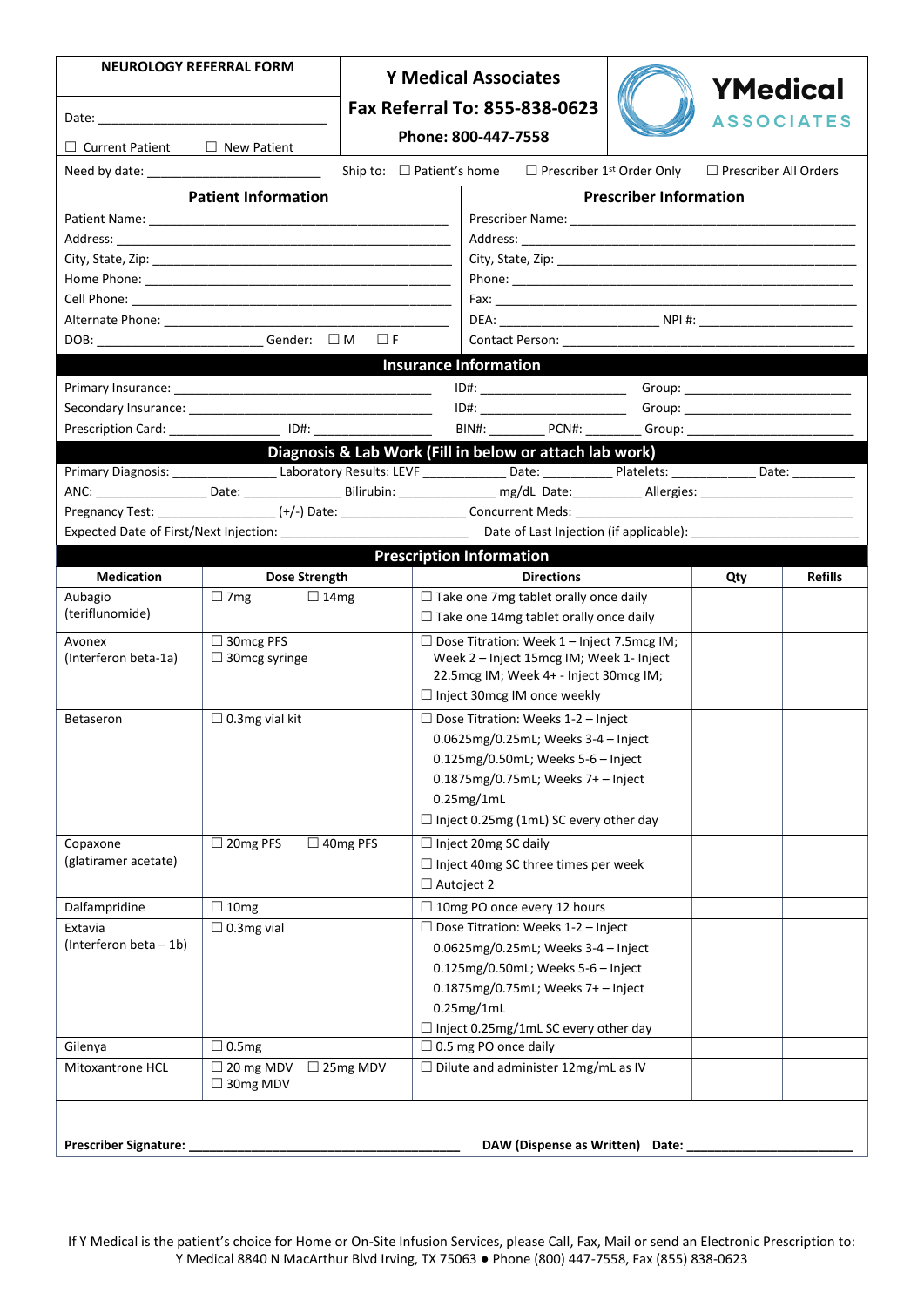**NEUROLOGY REFERRAL FORM**

Date: ______________________________

☐ Current Patient ☐ New Patient

## Y Medical Associates

**Fax Referral To: 855-838-0623**

**Phone: 800-447-7558**

**YMedical ASSOCIATES**

Need by date: _________________________ Ship to: ☐ Patient's home ☐ Prescriber 1st Order Only ☐ Prescriber All Orders

### Patient Information

Patient Name: ___________________________________________

Address: ___________________________________________

City, State, Zip: ___________________________________________

Home Phone: ___________________________________________

Cell Phone: ___________________________________________

Alternate Phone: ___________________________________________

DOB: _______________________ Gender: ☐ M ☐ F

### Prescriber Information

Prescriber Name: ___________________________________________

Address: ___________________________________________

City, State, Zip: ___________________________________________

Phone: ___________________________________________

Fax: ___________________________________________

DEA: _______________________ NPI #: _______________________

Contact Person: ___________________________________________

### Insurance Information

Primary Insurance: ___________________________________ ID#: ____________________ Group: _______________________

Secondary Insurance: _________________________________ ID#: ____________________ Group: _______________________

Prescription Card: _______________ ID#: ________________ BIN#: ________ PCN#: ________ Group: _______________________

### Diagnosis & Lab Work (Fill in below or attach lab work)

Primary Diagnosis: _______________ Laboratory Results: LEVF ____________ Date: __________ Platelets: ____________ Date: _________

ANC: ________________ Date: ______________ Bilirubin: ______________ mg/dL Date:__________ Allergies: ______________________

Pregnancy Test: ________________ (+/-) Date: _________________ Concurrent Meds: ___________________________________________

Expected Date of First/Next Injection: ___________________________ Date of Last Injection (if applicable): _________________________

### Prescription Information

| Medication | Dose Strength | Directions | Qty | Refills |
|---|---|---|---|---|
| Aubagio (teriflunomide) | ☐ 7mg ☐ 14mg | ☐ Take one 7mg tablet orally once daily<br>☐ Take one 14mg tablet orally once daily | | |
| Avonex (Interferon beta-1a) | ☐ 30mcg PFS<br>☐ 30mcg syringe | ☐ Dose Titration: Week 1 – Inject 7.5mcg IM; Week 2 – Inject 15mcg IM; Week 1- Inject 22.5mcg IM; Week 4+ - Inject 30mcg IM;<br>☐ Inject 30mcg IM once weekly | | |
| Betaseron | ☐ 0.3mg vial kit | ☐ Dose Titration: Weeks 1-2 – Inject 0.0625mg/0.25mL; Weeks 3-4 – Inject 0.125mg/0.50mL; Weeks 5-6 – Inject 0.1875mg/0.75mL; Weeks 7+ – Inject 0.25mg/1mL<br>☐ Inject 0.25mg (1mL) SC every other day | | |
| Copaxone (glatiramer acetate) | ☐ 20mg PFS ☐ 40mg PFS | ☐ Inject 20mg SC daily<br>☐ Inject 40mg SC three times per week<br>☐ Autoject 2 | | |
| Dalfampridine | ☐ 10mg | ☐ 10mg PO once every 12 hours | | |
| Extavia (Interferon beta – 1b) | ☐ 0.3mg vial | ☐ Dose Titration: Weeks 1-2 – Inject 0.0625mg/0.25mL; Weeks 3-4 – Inject 0.125mg/0.50mL; Weeks 5-6 – Inject 0.1875mg/0.75mL; Weeks 7+ – Inject 0.25mg/1mL<br>☐ Inject 0.25mg/1mL SC every other day | | |
| Gilenya | ☐ 0.5mg | ☐ 0.5 mg PO once daily | | |
| Mitoxantrone HCL | ☐ 20 mg MDV ☐ 25mg MDV<br>☐ 30mg MDV | ☐ Dilute and administer 12mg/mL as IV | | |

**Prescriber Signature: ________________________________________ DAW (Dispense as Written) Date: ________________________**

If Y Medical is the patient's choice for Home or On-Site Infusion Services, please Call, Fax, Mail or send an Electronic Prescription to: Y Medical 8840 N MacArthur Blvd Irving, TX 75063 ● Phone (800) 447-7558, Fax (855) 838-0623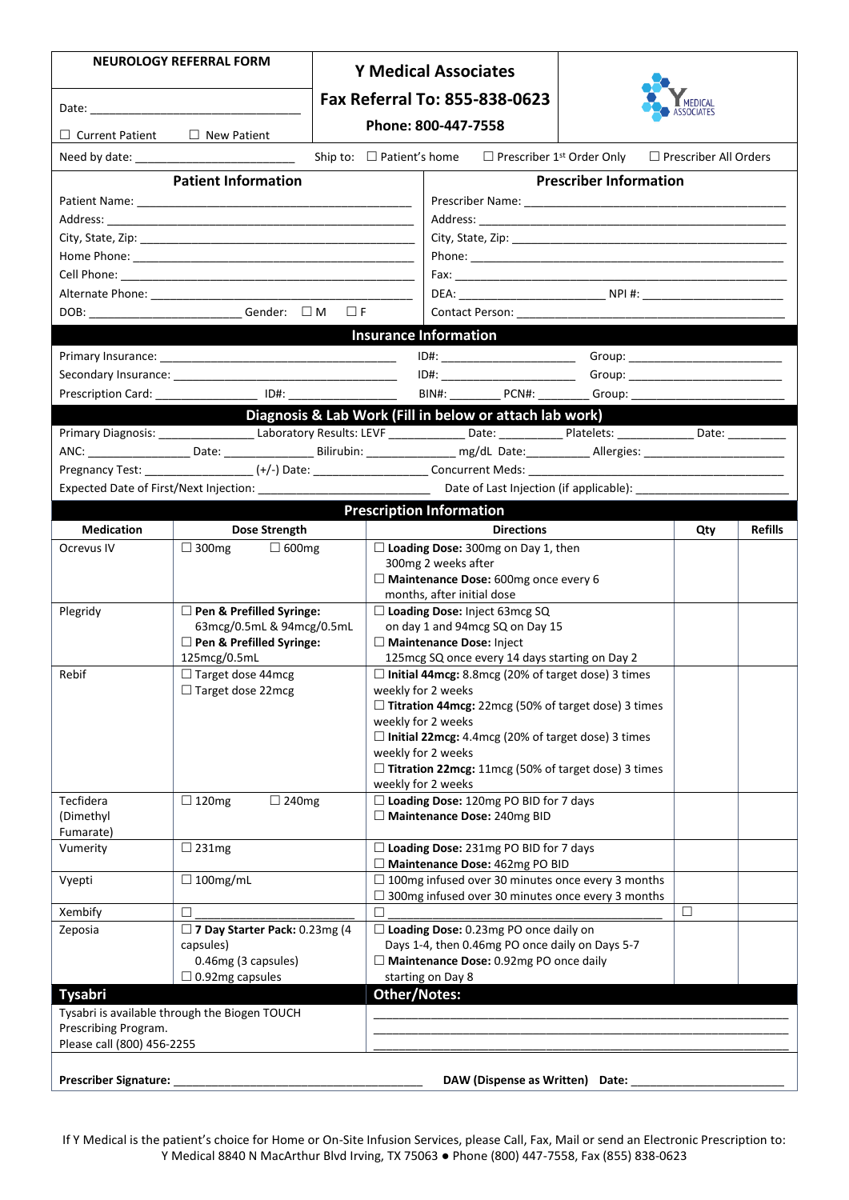| NEUROLOGY REFERRAL FORM | Y Medical Associates | |
|---|---|---|
| Date: ______________________ | Fax Referral To: 855-838-0623 | |
| ☐ Current Patient ☐ New Patient | Phone: 800-447-7558 | |

Need by date: ______________________ Ship to: ☐ Patient's home ☐ Prescriber 1st Order Only ☐ Prescriber All Orders

| Patient Information | Prescriber Information |
|---|---|
| Patient Name: ______________________ | Prescriber Name: ______________________ |
| Address: ______________________ | Address: ______________________ |
| City, State, Zip: ______________________ | City, State, Zip: ______________________ |
| Home Phone: ______________________ | Phone: ______________________ |
| Cell Phone: ______________________ | Fax: ______________________ |
| Alternate Phone: ______________________ | DEA: ______________ NPI #: ______________ |
| DOB: ______________ Gender: ☐ M ☐ F | Contact Person: ______________________ |

## Insurance Information

Primary Insurance: ______________________ ID#: ______________ Group: ______________

Secondary Insurance: ______________________ ID#: ______________ Group: ______________

Prescription Card: ______________ ID#: ______________ BIN#: ________ PCN#: ________ Group: ______________

## Diagnosis & Lab Work (Fill in below or attach lab work)

Primary Diagnosis: ______________ Laboratory Results: LEVF ______________ Date: __________ Platelets: ____________ Date: __________

ANC: ______________ Date: ______________ Bilirubin: ______________ mg/dL Date: __________ Allergies: ______________________

Pregnancy Test: ______________ (+/-) Date: ______________ Concurrent Meds: ______________________

Expected Date of First/Next Injection: ______________________ Date of Last Injection (if applicable): ______________________

## Prescription Information

| Medication | Dose Strength | Directions | Qty | Refills |
|---|---|---|---|---|
| Ocrevus IV | ☐ 300mg ☐ 600mg | ☐ **Loading Dose:** 300mg on Day 1, then 300mg 2 weeks after<br>☐ **Maintenance Dose:** 600mg once every 6 months, after initial dose | | |
| Plegridy | ☐ **Pen & Prefilled Syringe:** 63mcg/0.5mL & 94mcg/0.5mL<br>☐ **Pen & Prefilled Syringe:** 125mcg/0.5mL | ☐ **Loading Dose:** Inject 63mcg SQ on day 1 and 94mcg SQ on Day 15<br>☐ **Maintenance Dose:** Inject 125mcg SQ once every 14 days starting on Day 2 | | |
| Rebif | ☐ Target dose 44mcg<br>☐ Target dose 22mcg | ☐ **Initial 44mcg:** 8.8mcg (20% of target dose) 3 times weekly for 2 weeks<br>☐ **Titration 44mcg:** 22mcg (50% of target dose) 3 times weekly for 2 weeks<br>☐ **Initial 22mcg:** 4.4mcg (20% of target dose) 3 times weekly for 2 weeks<br>☐ **Titration 22mcg:** 11mcg (50% of target dose) 3 times weekly for 2 weeks | | |
| Tecfidera (Dimethyl Fumarate) | ☐ 120mg ☐ 240mg | ☐ **Loading Dose:** 120mg PO BID for 7 days<br>☐ **Maintenance Dose:** 240mg BID | | |
| Vumerity | ☐ 231mg | ☐ **Loading Dose:** 231mg PO BID for 7 days<br>☐ **Maintenance Dose:** 462mg PO BID | | |
| Vyepti | ☐ 100mg/mL | ☐ 100mg infused over 30 minutes once every 3 months<br>☐ 300mg infused over 30 minutes once every 3 months | | |
| Xembify | ☐ ______________ | ☐ ______________ | ☐ | |
| Zeposia | ☐ **7 Day Starter Pack:** 0.23mg (4 capsules) 0.46mg (3 capsules)<br>☐ 0.92mg capsules | ☐ **Loading Dose:** 0.23mg PO once daily on Days 1-4, then 0.46mg PO once daily on Days 5-7<br>☐ **Maintenance Dose:** 0.92mg PO once daily starting on Day 8 | | |

| Tysabri | Other/Notes: |
|---|---|
| Tysabri is available through the Biogen TOUCH Prescribing Program.<br>Please call (800) 456-2255 | ______________________<br>______________________ |

**Prescriber Signature:** ______________________ **DAW (Dispense as Written) Date:** ______________

If Y Medical is the patient's choice for Home or On-Site Infusion Services, please Call, Fax, Mail or send an Electronic Prescription to: Y Medical 8840 N MacArthur Blvd Irving, TX 75063 ● Phone (800) 447-7558, Fax (855) 838-0623